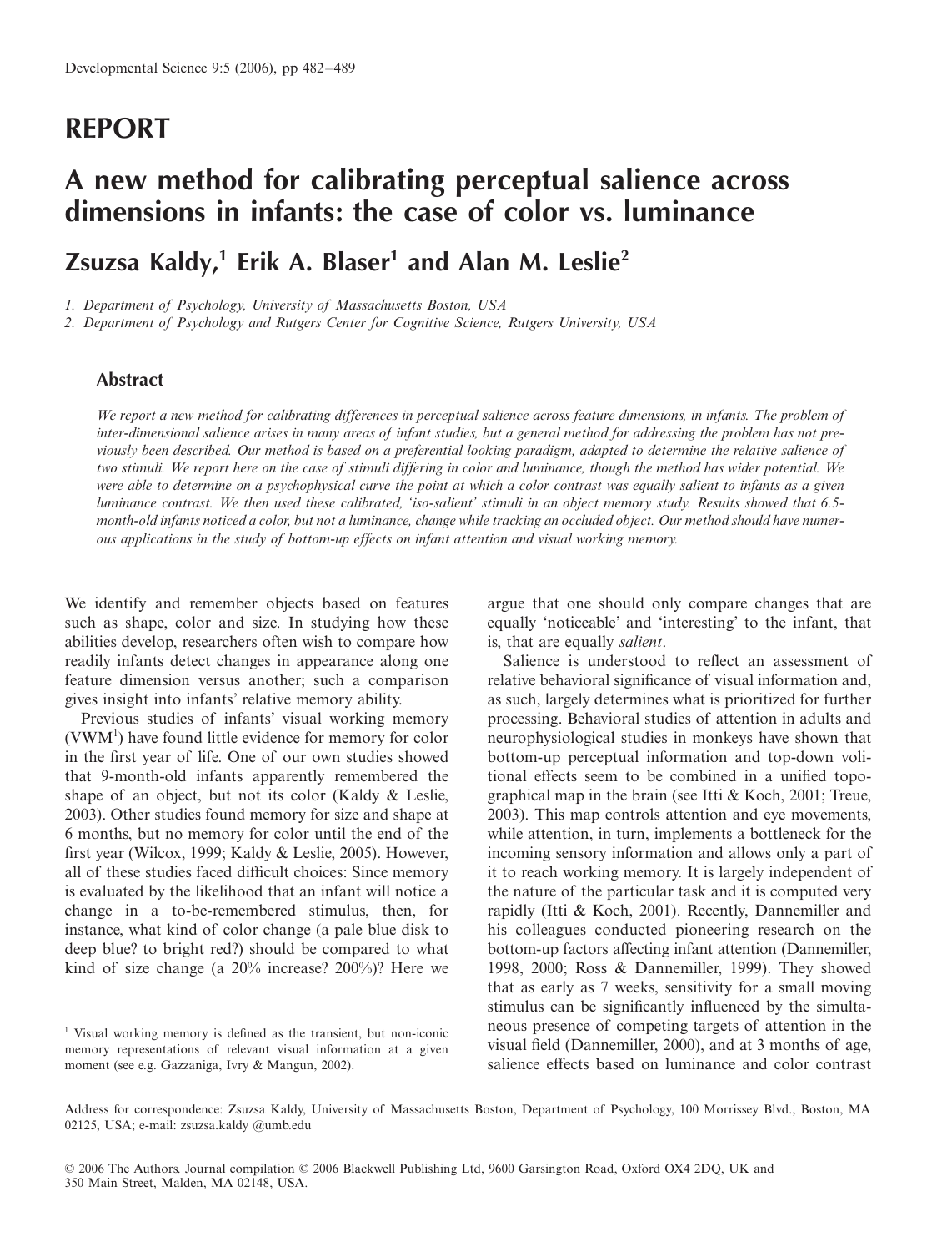REPORT

# A new method for calibrating perceptual salience across dimensions in infants: the case of color vs. luminance

## Zsuzsa Kaldy,[1] Erik A. Blaser[1] and Alan M. Leslie[2]

1. Department of Psychology, University of Massachusetts Boston, USA
2. Department of Psychology and Rutgers Center for Cognitive Science, Rutgers University, USA

### Abstract

*We report a new method for calibrating differences in perceptual salience across feature dimensions, in infants. The problem of inter-dimensional salience arises in many areas of infant studies, but a general method for addressing the problem has not previously been described. Our method is based on a preferential looking paradigm, adapted to determine the relative salience of two stimuli. We report here on the case of stimuli differing in color and luminance, though the method has wider potential. We were able to determine on a psychophysical curve the point at which a color contrast was equally salient to infants as a given luminance contrast. We then used these calibrated, 'iso-salient' stimuli in an object memory study. Results showed that 6.5-month-old infants noticed a color, but not a luminance, change while tracking an occluded object. Our method should have numerous applications in the study of bottom-up effects on infant attention and visual working memory.*

We identify and remember objects based on features such as shape, color and size. In studying how these abilities develop, researchers often wish to compare how readily infants detect changes in appearance along one feature dimension versus another; such a comparison gives insight into infants' relative memory ability.

Previous studies of infants' visual working memory (VWM[1]) have found little evidence for memory for color in the first year of life. One of our own studies showed that 9-month-old infants apparently remembered the shape of an object, but not its color (Kaldy & Leslie, 2003). Other studies found memory for size and shape at 6 months, but no memory for color until the end of the first year (Wilcox, 1999; Kaldy & Leslie, 2005). However, all of these studies faced difficult choices: Since memory is evaluated by the likelihood that an infant will notice a change in a to-be-remembered stimulus, then, for instance, what kind of color change (a pale blue disk to deep blue? to bright red?) should be compared to what kind of size change (a 20% increase? 200%)? Here we argue that one should only compare changes that are equally 'noticeable' and 'interesting' to the infant, that is, that are equally *salient*.

Salience is understood to reflect an assessment of relative behavioral significance of visual information and, as such, largely determines what is prioritized for further processing. Behavioral studies of attention in adults and neurophysiological studies in monkeys have shown that bottom-up perceptual information and top-down volitional effects seem to be combined in a unified topographical map in the brain (see Itti & Koch, 2001; Treue, 2003). This map controls attention and eye movements, while attention, in turn, implements a bottleneck for the incoming sensory information and allows only a part of it to reach working memory. It is largely independent of the nature of the particular task and it is computed very rapidly (Itti & Koch, 2001). Recently, Dannemiller and his colleagues conducted pioneering research on the bottom-up factors affecting infant attention (Dannemiller, 1998, 2000; Ross & Dannemiller, 1999). They showed that as early as 7 weeks, sensitivity for a small moving stimulus can be significantly influenced by the simultaneous presence of competing targets of attention in the visual field (Dannemiller, 2000), and at 3 months of age, salience effects based on luminance and color contrast

[1] Visual working memory is defined as the transient, but non-iconic memory representations of relevant visual information at a given moment (see e.g. Gazzaniga, Ivry & Mangun, 2002).

Address for correspondence: Zsuzsa Kaldy, University of Massachusetts Boston, Department of Psychology, 100 Morrissey Blvd., Boston, MA 02125, USA; e-mail: zsuzsa.kaldy @umb.edu

© 2006 The Authors. Journal compilation © 2006 Blackwell Publishing Ltd, 9600 Garsington Road, Oxford OX4 2DQ, UK and 350 Main Street, Malden, MA 02148, USA.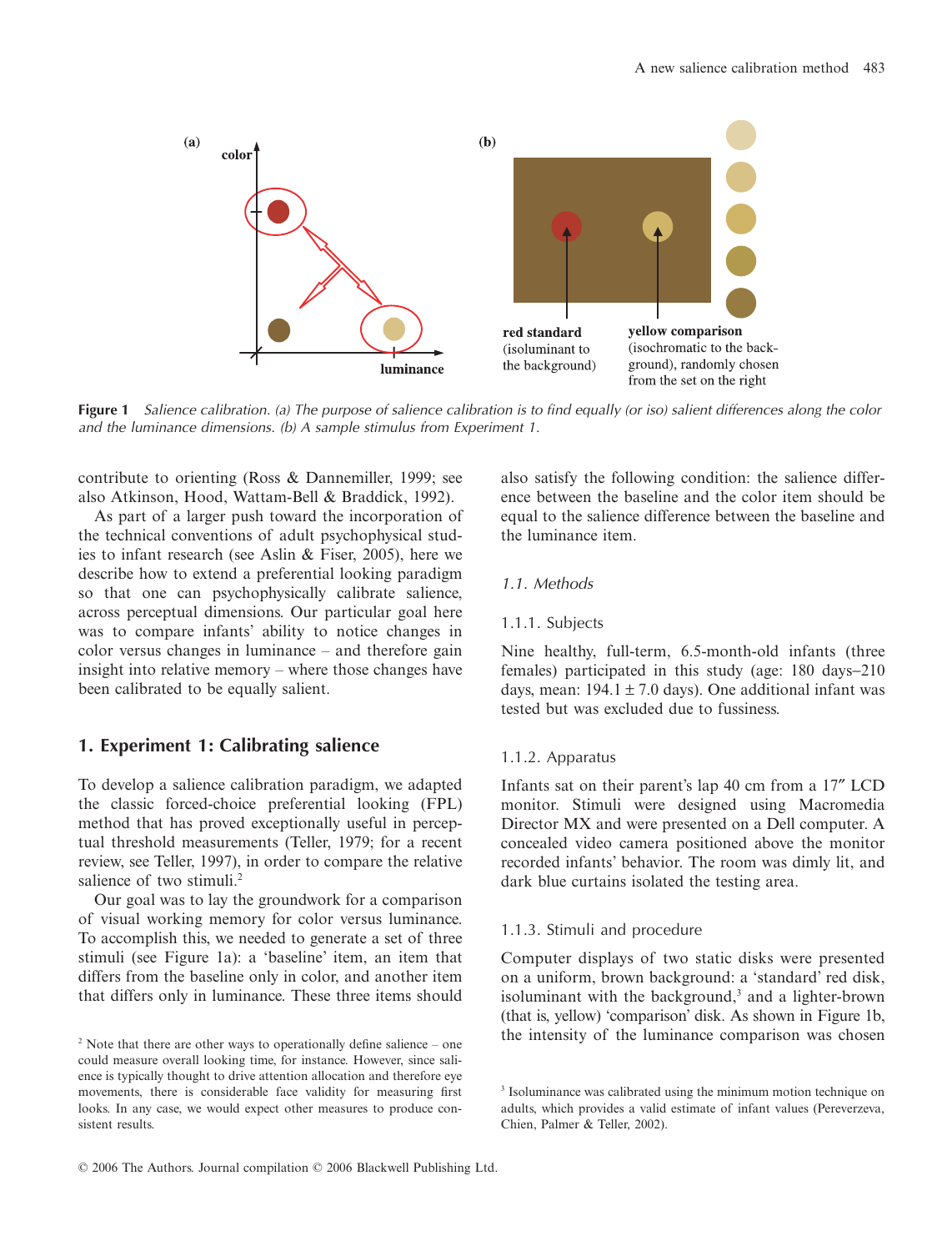Figure 1 Salience calibration. (a) The purpose of salience calibration is to find equally (or iso) salient differences along the color and the luminance dimensions. (b) A sample stimulus from Experiment 1.

contribute to orienting (Ross & Dannemiller, 1999; see also Atkinson, Hood, Wattam-Bell & Braddick, 1992).

As part of a larger push toward the incorporation of the technical conventions of adult psychophysical studies to infant research (see Aslin & Fiser, 2005), here we describe how to extend a preferential looking paradigm so that one can psychophysically calibrate salience, across perceptual dimensions. Our particular goal here was to compare infants' ability to notice changes in color versus changes in luminance – and therefore gain insight into relative memory – where those changes have been calibrated to be equally salient.

## 1. Experiment 1: Calibrating salience

To develop a salience calibration paradigm, we adapted the classic forced-choice preferential looking (FPL) method that has proved exceptionally useful in perceptual threshold measurements (Teller, 1979; for a recent review, see Teller, 1997), in order to compare the relative salience of two stimuli.[2]

Our goal was to lay the groundwork for a comparison of visual working memory for color versus luminance. To accomplish this, we needed to generate a set of three stimuli (see Figure 1a): a 'baseline' item, an item that differs from the baseline only in color, and another item that differs only in luminance. These three items should also satisfy the following condition: the salience difference between the baseline and the color item should be equal to the salience difference between the baseline and the luminance item.

### 1.1. Methods

#### 1.1.1. Subjects

Nine healthy, full-term, 6.5-month-old infants (three females) participated in this study (age: 180 days–210 days, mean: $194.1 \pm 7.0$ days). One additional infant was tested but was excluded due to fussiness.

#### 1.1.2. Apparatus

Infants sat on their parent's lap 40 cm from a 17″ LCD monitor. Stimuli were designed using Macromedia Director MX and were presented on a Dell computer. A concealed video camera positioned above the monitor recorded infants' behavior. The room was dimly lit, and dark blue curtains isolated the testing area.

#### 1.1.3. Stimuli and procedure

Computer displays of two static disks were presented on a uniform, brown background: a 'standard' red disk, isoluminant with the background,[3] and a lighter-brown (that is, yellow) 'comparison' disk. As shown in Figure 1b, the intensity of the luminance comparison was chosen

[2] Note that there are other ways to operationally define salience – one could measure overall looking time, for instance. However, since salience is typically thought to drive attention allocation and therefore eye movements, there is considerable face validity for measuring first looks. In any case, we would expect other measures to produce consistent results.

[3] Isoluminance was calibrated using the minimum motion technique on adults, which provides a valid estimate of infant values (Pereverzeva, Chien, Palmer & Teller, 2002).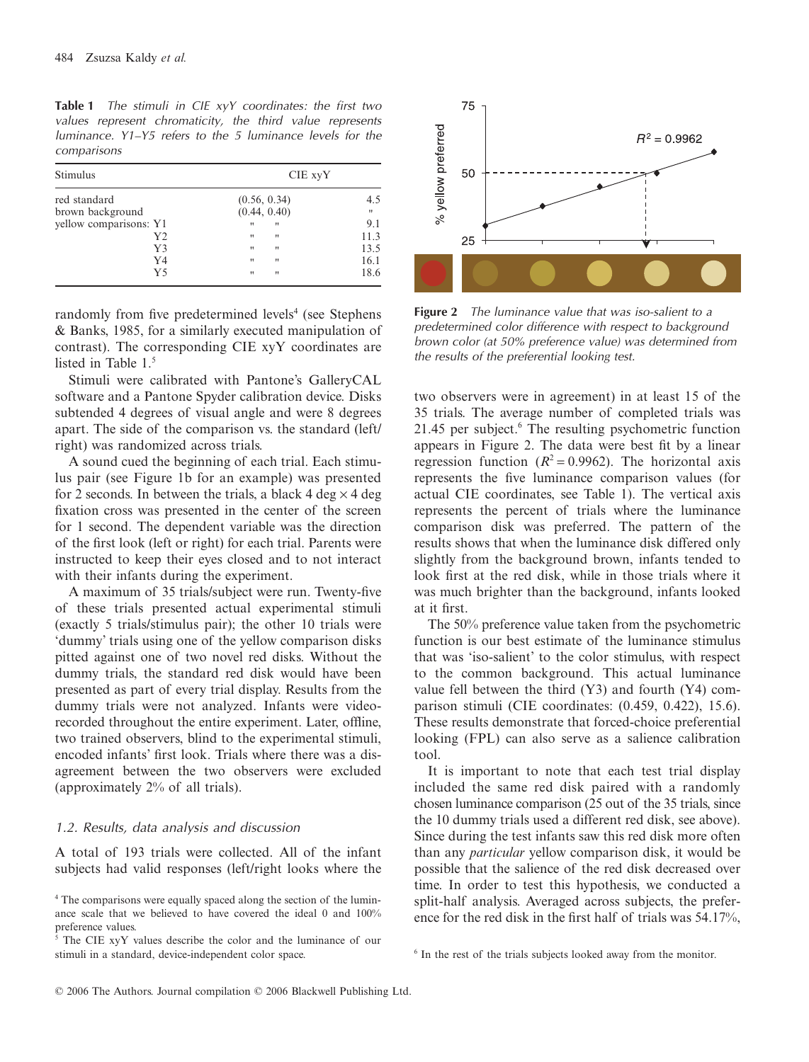**Table 1** *The stimuli in CIE xyY coordinates: the first two values represent chromaticity, the third value represents luminance. Y1–Y5 refers to the 5 luminance levels for the comparisons*

| Stimulus | CIE xyY | |
|---|---|---|
| red standard | (0.56, 0.34) | 4.5 |
| brown background | (0.44, 0.40) | " |
| yellow comparisons: Y1 | " " | 9.1 |
| Y2 | " " | 11.3 |
| Y3 | " " | 13.5 |
| Y4 | " " | 16.1 |
| Y5 | " " | 18.6 |

randomly from five predetermined levels[4] (see Stephens & Banks, 1985, for a similarly executed manipulation of contrast). The corresponding CIE xyY coordinates are listed in Table 1.[5]

Stimuli were calibrated with Pantone's GalleryCAL software and a Pantone Spyder calibration device. Disks subtended 4 degrees of visual angle and were 8 degrees apart. The side of the comparison vs. the standard (left/right) was randomized across trials.

A sound cued the beginning of each trial. Each stimulus pair (see Figure 1b for an example) was presented for 2 seconds. In between the trials, a black 4 deg × 4 deg fixation cross was presented in the center of the screen for 1 second. The dependent variable was the direction of the first look (left or right) for each trial. Parents were instructed to keep their eyes closed and to not interact with their infants during the experiment.

A maximum of 35 trials/subject were run. Twenty-five of these trials presented actual experimental stimuli (exactly 5 trials/stimulus pair); the other 10 trials were 'dummy' trials using one of the yellow comparison disks pitted against one of two novel red disks. Without the dummy trials, the standard red disk would have been presented as part of every trial display. Results from the dummy trials were not analyzed. Infants were video-recorded throughout the entire experiment. Later, offline, two trained observers, blind to the experimental stimuli, encoded infants' first look. Trials where there was a disagreement between the two observers were excluded (approximately 2% of all trials).

### 1.2. Results, data analysis and discussion

A total of 193 trials were collected. All of the infant subjects had valid responses (left/right looks where the two observers were in agreement) in at least 15 of the 35 trials. The average number of completed trials was 21.45 per subject.[6] The resulting psychometric function appears in Figure 2. The data were best fit by a linear regression function ($R^2 = 0.9962$). The horizontal axis represents the five luminance comparison values (for actual CIE coordinates, see Table 1). The vertical axis represents the percent of trials where the luminance comparison disk was preferred. The pattern of the results shows that when the luminance disk differed only slightly from the background brown, infants tended to look first at the red disk, while in those trials where it was much brighter than the background, infants looked at it first.

**Figure 2** *The luminance value that was iso-salient to a predetermined color difference with respect to background brown color (at 50% preference value) was determined from the results of the preferential looking test.*

The 50% preference value taken from the psychometric function is our best estimate of the luminance stimulus that was 'iso-salient' to the color stimulus, with respect to the common background. This actual luminance value fell between the third (Y3) and fourth (Y4) comparison stimuli (CIE coordinates: (0.459, 0.422), 15.6). These results demonstrate that forced-choice preferential looking (FPL) can also serve as a salience calibration tool.

It is important to note that each test trial display included the same red disk paired with a randomly chosen luminance comparison (25 out of the 35 trials, since the 10 dummy trials used a different red disk, see above). Since during the test infants saw this red disk more often than any *particular* yellow comparison disk, it would be possible that the salience of the red disk decreased over time. In order to test this hypothesis, we conducted a split-half analysis. Averaged across subjects, the preference for the red disk in the first half of trials was 54.17%,

[4] The comparisons were equally spaced along the section of the luminance scale that we believed to have covered the ideal 0 and 100% preference values.

[5] The CIE xyY values describe the color and the luminance of our stimuli in a standard, device-independent color space.

[6] In the rest of the trials subjects looked away from the monitor.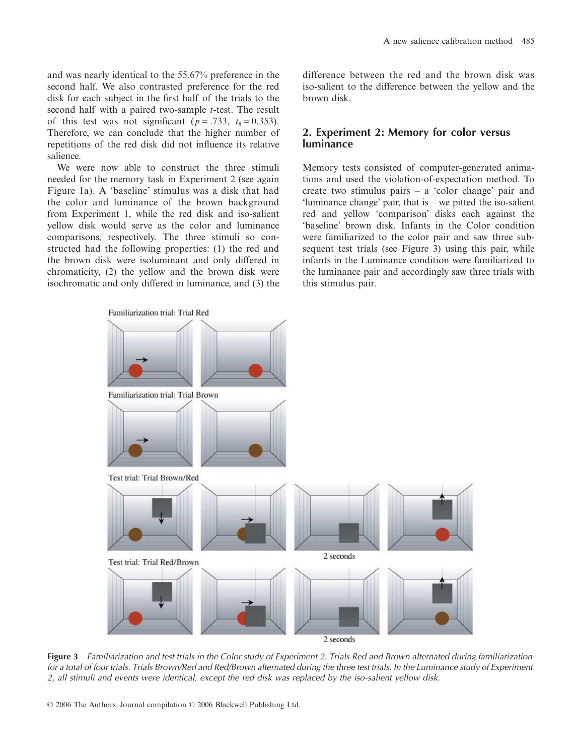and was nearly identical to the 55.67% preference in the second half. We also contrasted preference for the red disk for each subject in the first half of the trials to the second half with a paired two-sample *t*-test. The result of this test was not significant ($p = .733$, $t_8 = 0.353$). Therefore, we can conclude that the higher number of repetitions of the red disk did not influence its relative salience.

We were now able to construct the three stimuli needed for the memory task in Experiment 2 (see again Figure 1a). A 'baseline' stimulus was a disk that had the color and luminance of the brown background from Experiment 1, while the red disk and iso-salient yellow disk would serve as the color and luminance comparisons, respectively. The three stimuli so constructed had the following properties: (1) the red and the brown disk were isoluminant and only differed in chromaticity, (2) the yellow and the brown disk were isochromatic and only differed in luminance, and (3) the difference between the red and the brown disk was iso-salient to the difference between the yellow and the brown disk.

## 2. Experiment 2: Memory for color versus luminance

Memory tests consisted of computer-generated animations and used the violation-of-expectation method. To create two stimulus pairs – a 'color change' pair and 'luminance change' pair, that is – we pitted the iso-salient red and yellow 'comparison' disks each against the 'baseline' brown disk. Infants in the Color condition were familiarized to the color pair and saw three subsequent test trials (see Figure 3) using this pair, while infants in the Luminance condition were familiarized to the luminance pair and accordingly saw three trials with this stimulus pair.

Familiarization trial: Trial Red

Familiarization trial: Trial Brown

Test trial: Trial Brown/Red

2 seconds

Test trial: Trial Red/Brown

2 seconds

**Figure 3** *Familiarization and test trials in the Color study of Experiment 2. Trials Red and Brown alternated during familiarization for a total of four trials. Trials Brown/Red and Red/Brown alternated during the three test trials. In the Luminance study of Experiment 2, all stimuli and events were identical, except the red disk was replaced by the iso-salient yellow disk.*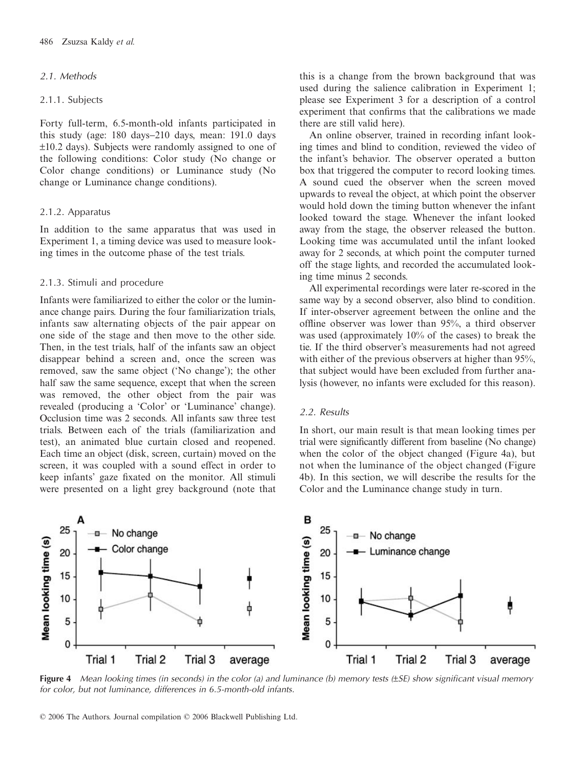### 2.1. Methods

#### 2.1.1. Subjects

Forty full-term, 6.5-month-old infants participated in this study (age: 180 days–210 days, mean: 191.0 days ±10.2 days). Subjects were randomly assigned to one of the following conditions: Color study (No change or Color change conditions) or Luminance study (No change or Luminance change conditions).

#### 2.1.2. Apparatus

In addition to the same apparatus that was used in Experiment 1, a timing device was used to measure looking times in the outcome phase of the test trials.

#### 2.1.3. Stimuli and procedure

Infants were familiarized to either the color or the luminance change pairs. During the four familiarization trials, infants saw alternating objects of the pair appear on one side of the stage and then move to the other side. Then, in the test trials, half of the infants saw an object disappear behind a screen and, once the screen was removed, saw the same object ('No change'); the other half saw the same sequence, except that when the screen was removed, the other object from the pair was revealed (producing a 'Color' or 'Luminance' change). Occlusion time was 2 seconds. All infants saw three test trials. Between each of the trials (familiarization and test), an animated blue curtain closed and reopened. Each time an object (disk, screen, curtain) moved on the screen, it was coupled with a sound effect in order to keep infants' gaze fixated on the monitor. All stimuli were presented on a light grey background (note that this is a change from the brown background that was used during the salience calibration in Experiment 1; please see Experiment 3 for a description of a control experiment that confirms that the calibrations we made there are still valid here).

An online observer, trained in recording infant looking times and blind to condition, reviewed the video of the infant's behavior. The observer operated a button box that triggered the computer to record looking times. A sound cued the observer when the screen moved upwards to reveal the object, at which point the observer would hold down the timing button whenever the infant looked toward the stage. Whenever the infant looked away from the stage, the observer released the button. Looking time was accumulated until the infant looked away for 2 seconds, at which point the computer turned off the stage lights, and recorded the accumulated looking time minus 2 seconds.

All experimental recordings were later re-scored in the same way by a second observer, also blind to condition. If inter-observer agreement between the online and the offline observer was lower than 95%, a third observer was used (approximately 10% of the cases) to break the tie. If the third observer's measurements had not agreed with either of the previous observers at higher than 95%, that subject would have been excluded from further analysis (however, no infants were excluded for this reason).

### 2.2. Results

In short, our main result is that mean looking times per trial were significantly different from baseline (No change) when the color of the object changed (Figure 4a), but not when the luminance of the object changed (Figure 4b). In this section, we will describe the results for the Color and the Luminance change study in turn.

**Figure 4** *Mean looking times (in seconds) in the color (a) and luminance (b) memory tests (±SE) show significant visual memory for color, but not luminance, differences in 6.5-month-old infants.*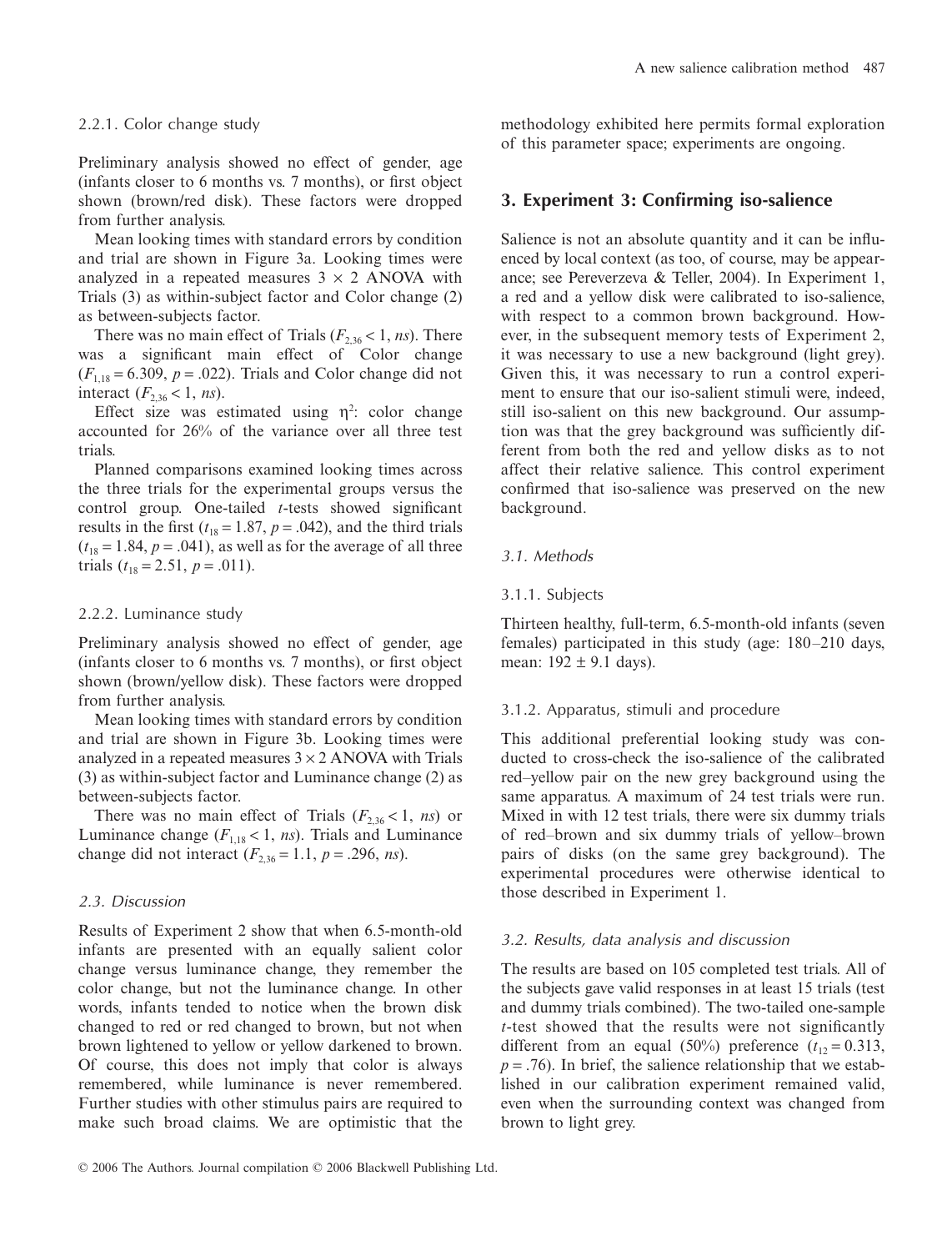### 2.2.1. Color change study

Preliminary analysis showed no effect of gender, age (infants closer to 6 months vs. 7 months), or first object shown (brown/red disk). These factors were dropped from further analysis.

Mean looking times with standard errors by condition and trial are shown in Figure 3a. Looking times were analyzed in a repeated measures 3 × 2 ANOVA with Trials (3) as within-subject factor and Color change (2) as between-subjects factor.

There was no main effect of Trials ($F_{2,36} < 1$, *ns*). There was a significant main effect of Color change ($F_{1,18} = 6.309$, $p = .022$). Trials and Color change did not interact ($F_{2,36} < 1$, *ns*).

Effect size was estimated using $\eta^2$: color change accounted for 26% of the variance over all three test trials.

Planned comparisons examined looking times across the three trials for the experimental groups versus the control group. One-tailed *t*-tests showed significant results in the first ($t_{18} = 1.87$, $p = .042$), and the third trials ($t_{18} = 1.84$, $p = .041$), as well as for the average of all three trials ($t_{18} = 2.51$, $p = .011$).

### 2.2.2. Luminance study

Preliminary analysis showed no effect of gender, age (infants closer to 6 months vs. 7 months), or first object shown (brown/yellow disk). These factors were dropped from further analysis.

Mean looking times with standard errors by condition and trial are shown in Figure 3b. Looking times were analyzed in a repeated measures 3 × 2 ANOVA with Trials (3) as within-subject factor and Luminance change (2) as between-subjects factor.

There was no main effect of Trials ($F_{2,36} < 1$, *ns*) or Luminance change ($F_{1,18} < 1$, *ns*). Trials and Luminance change did not interact ($F_{2,36} = 1.1$, $p = .296$, *ns*).

### 2.3. Discussion

Results of Experiment 2 show that when 6.5-month-old infants are presented with an equally salient color change versus luminance change, they remember the color change, but not the luminance change. In other words, infants tended to notice when the brown disk changed to red or red changed to brown, but not when brown lightened to yellow or yellow darkened to brown. Of course, this does not imply that color is always remembered, while luminance is never remembered. Further studies with other stimulus pairs are required to make such broad claims. We are optimistic that the methodology exhibited here permits formal exploration of this parameter space; experiments are ongoing.

## 3. Experiment 3: Confirming iso-salience

Salience is not an absolute quantity and it can be influenced by local context (as too, of course, may be appearance; see Pereverzeva & Teller, 2004). In Experiment 1, a red and a yellow disk were calibrated to iso-salience, with respect to a common brown background. However, in the subsequent memory tests of Experiment 2, it was necessary to use a new background (light grey). Given this, it was necessary to run a control experiment to ensure that our iso-salient stimuli were, indeed, still iso-salient on this new background. Our assumption was that the grey background was sufficiently different from both the red and yellow disks as to not affect their relative salience. This control experiment confirmed that iso-salience was preserved on the new background.

### 3.1. Methods

#### 3.1.1. Subjects

Thirteen healthy, full-term, 6.5-month-old infants (seven females) participated in this study (age: 180–210 days, mean: 192 ± 9.1 days).

#### 3.1.2. Apparatus, stimuli and procedure

This additional preferential looking study was conducted to cross-check the iso-salience of the calibrated red–yellow pair on the new grey background using the same apparatus. A maximum of 24 test trials were run. Mixed in with 12 test trials, there were six dummy trials of red–brown and six dummy trials of yellow–brown pairs of disks (on the same grey background). The experimental procedures were otherwise identical to those described in Experiment 1.

### 3.2. Results, data analysis and discussion

The results are based on 105 completed test trials. All of the subjects gave valid responses in at least 15 trials (test and dummy trials combined). The two-tailed one-sample *t*-test showed that the results were not significantly different from an equal (50%) preference ($t_{12} = 0.313$, $p = .76$). In brief, the salience relationship that we established in our calibration experiment remained valid, even when the surrounding context was changed from brown to light grey.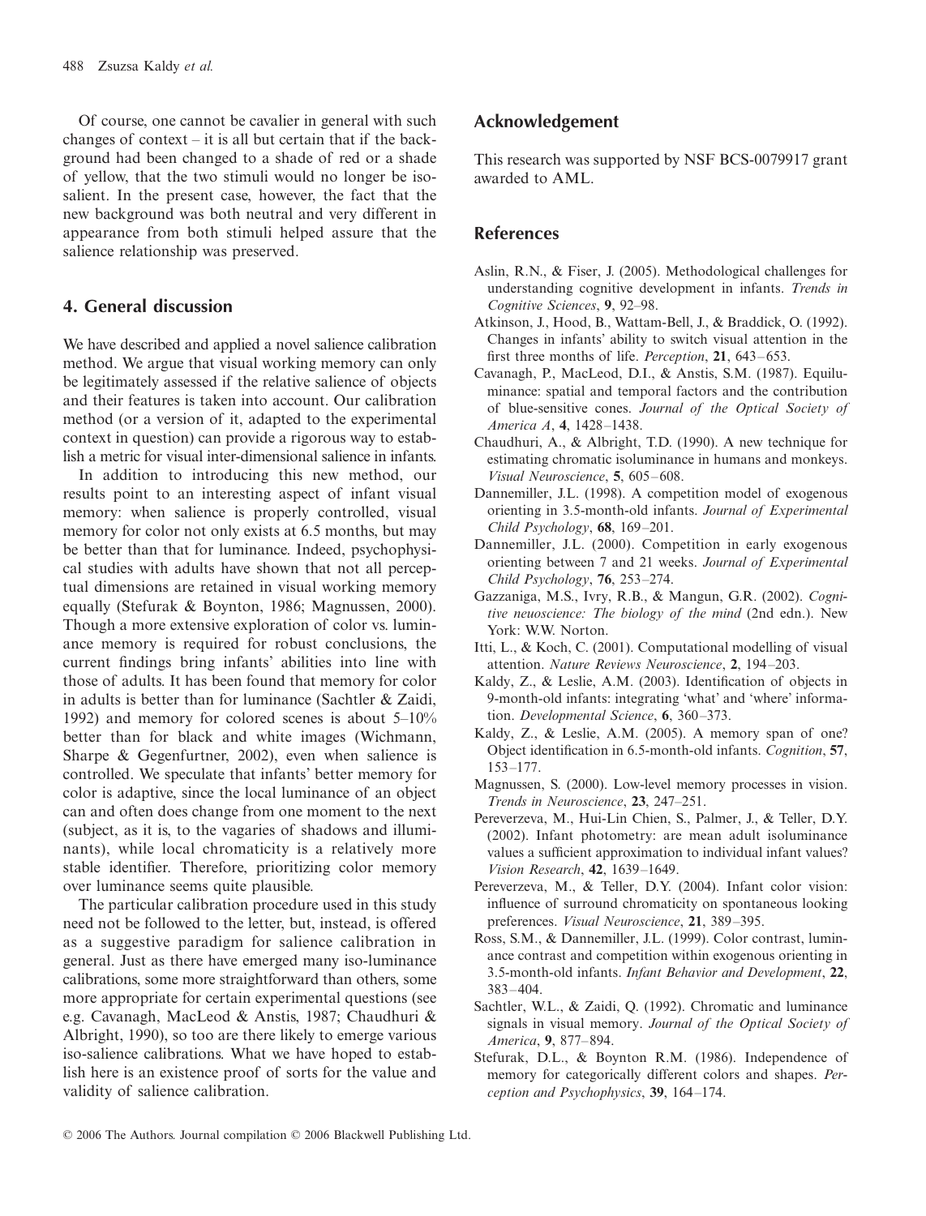Of course, one cannot be cavalier in general with such changes of context – it is all but certain that if the background had been changed to a shade of red or a shade of yellow, that the two stimuli would no longer be iso-salient. In the present case, however, the fact that the new background was both neutral and very different in appearance from both stimuli helped assure that the salience relationship was preserved.

## 4. General discussion

We have described and applied a novel salience calibration method. We argue that visual working memory can only be legitimately assessed if the relative salience of objects and their features is taken into account. Our calibration method (or a version of it, adapted to the experimental context in question) can provide a rigorous way to establish a metric for visual inter-dimensional salience in infants.

In addition to introducing this new method, our results point to an interesting aspect of infant visual memory: when salience is properly controlled, visual memory for color not only exists at 6.5 months, but may be better than that for luminance. Indeed, psychophysical studies with adults have shown that not all perceptual dimensions are retained in visual working memory equally (Stefurak & Boynton, 1986; Magnussen, 2000). Though a more extensive exploration of color vs. luminance memory is required for robust conclusions, the current findings bring infants' abilities into line with those of adults. It has been found that memory for color in adults is better than for luminance (Sachtler & Zaidi, 1992) and memory for colored scenes is about 5–10% better than for black and white images (Wichmann, Sharpe & Gegenfurtner, 2002), even when salience is controlled. We speculate that infants' better memory for color is adaptive, since the local luminance of an object can and often does change from one moment to the next (subject, as it is, to the vagaries of shadows and illuminants), while local chromaticity is a relatively more stable identifier. Therefore, prioritizing color memory over luminance seems quite plausible.

The particular calibration procedure used in this study need not be followed to the letter, but, instead, is offered as a suggestive paradigm for salience calibration in general. Just as there have emerged many iso-luminance calibrations, some more straightforward than others, some more appropriate for certain experimental questions (see e.g. Cavanagh, MacLeod & Anstis, 1987; Chaudhuri & Albright, 1990), so too are there likely to emerge various iso-salience calibrations. What we have hoped to establish here is an existence proof of sorts for the value and validity of salience calibration.

## Acknowledgement

This research was supported by NSF BCS-0079917 grant awarded to AML.

## References

Aslin, R.N., & Fiser, J. (2005). Methodological challenges for understanding cognitive development in infants. *Trends in Cognitive Sciences*, **9**, 92–98.

Atkinson, J., Hood, B., Wattam-Bell, J., & Braddick, O. (1992). Changes in infants' ability to switch visual attention in the first three months of life. *Perception*, **21**, 643–653.

Cavanagh, P., MacLeod, D.I., & Anstis, S.M. (1987). Equiluminance: spatial and temporal factors and the contribution of blue-sensitive cones. *Journal of the Optical Society of America A*, **4**, 1428–1438.

Chaudhuri, A., & Albright, T.D. (1990). A new technique for estimating chromatic isoluminance in humans and monkeys. *Visual Neuroscience*, **5**, 605–608.

Dannemiller, J.L. (1998). A competition model of exogenous orienting in 3.5-month-old infants. *Journal of Experimental Child Psychology*, **68**, 169–201.

Dannemiller, J.L. (2000). Competition in early exogenous orienting between 7 and 21 weeks. *Journal of Experimental Child Psychology*, **76**, 253–274.

Gazzaniga, M.S., Ivry, R.B., & Mangun, G.R. (2002). *Cognitive neuoscience: The biology of the mind* (2nd edn.). New York: W.W. Norton.

Itti, L., & Koch, C. (2001). Computational modelling of visual attention. *Nature Reviews Neuroscience*, **2**, 194–203.

Kaldy, Z., & Leslie, A.M. (2003). Identification of objects in 9-month-old infants: integrating 'what' and 'where' information. *Developmental Science*, **6**, 360–373.

Kaldy, Z., & Leslie, A.M. (2005). A memory span of one? Object identification in 6.5-month-old infants. *Cognition*, **57**, 153–177.

Magnussen, S. (2000). Low-level memory processes in vision. *Trends in Neuroscience*, **23**, 247–251.

Pereverzeva, M., Hui-Lin Chien, S., Palmer, J., & Teller, D.Y. (2002). Infant photometry: are mean adult isoluminance values a sufficient approximation to individual infant values? *Vision Research*, **42**, 1639–1649.

Pereverzeva, M., & Teller, D.Y. (2004). Infant color vision: influence of surround chromaticity on spontaneous looking preferences. *Visual Neuroscience*, **21**, 389–395.

Ross, S.M., & Dannemiller, J.L. (1999). Color contrast, luminance contrast and competition within exogenous orienting in 3.5-month-old infants. *Infant Behavior and Development*, **22**, 383–404.

Sachtler, W.L., & Zaidi, Q. (1992). Chromatic and luminance signals in visual memory. *Journal of the Optical Society of America*, **9**, 877–894.

Stefurak, D.L., & Boynton R.M. (1986). Independence of memory for categorically different colors and shapes. *Perception and Psychophysics*, **39**, 164–174.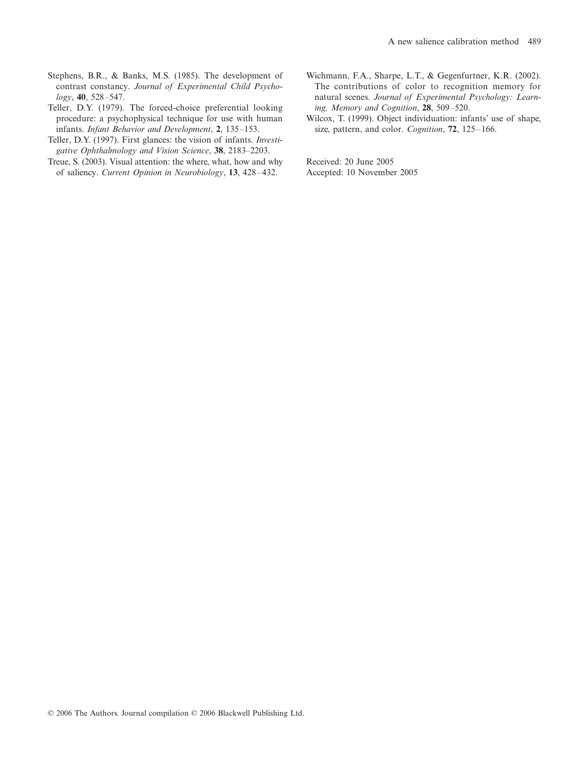Stephens, B.R., & Banks, M.S. (1985). The development of contrast constancy. *Journal of Experimental Child Psychology*, **40**, 528–547.

Teller, D.Y. (1979). The forced-choice preferential looking procedure: a psychophysical technique for use with human infants. *Infant Behavior and Development*, **2**, 135–153.

Teller, D.Y. (1997). First glances: the vision of infants. *Investigative Ophthalmology and Vision Science*, **38**, 2183–2203.

Treue, S. (2003). Visual attention: the where, what, how and why of saliency. *Current Opinion in Neurobiology*, **13**, 428–432.

Wichmann, F.A., Sharpe, L.T., & Gegenfurtner, K.R. (2002). The contributions of color to recognition memory for natural scenes. *Journal of Experimental Psychology: Learning, Memory and Cognition*, **28**, 509–520.

Wilcox, T. (1999). Object individuation: infants' use of shape, size, pattern, and color. *Cognition*, **72**, 125–166.

Received: 20 June 2005
Accepted: 10 November 2005

© 2006 The Authors. Journal compilation © 2006 Blackwell Publishing Ltd.